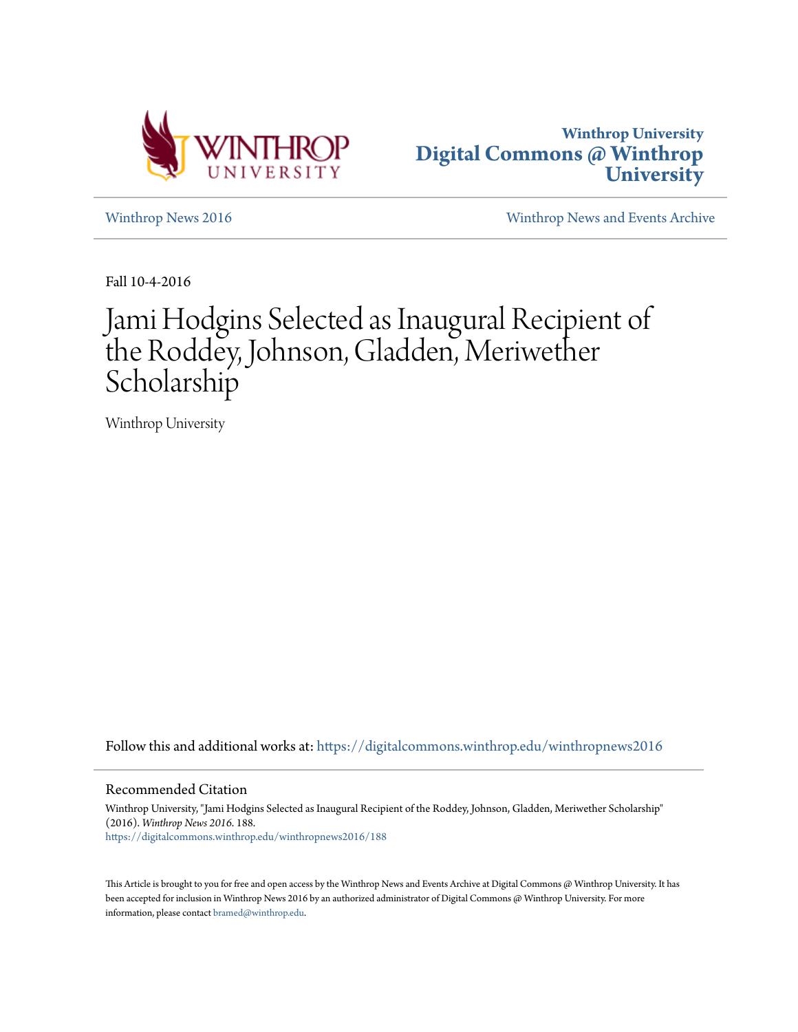Winthrop University
# Digital Commons @ Winthrop University

Winthrop News 2016 | Winthrop News and Events Archive

Fall 10-4-2016

# Jami Hodgins Selected as Inaugural Recipient of the Roddey, Johnson, Gladden, Meriwether Scholarship

Winthrop University

Follow this and additional works at: https://digitalcommons.winthrop.edu/winthropnews2016

## Recommended Citation

Winthrop University, "Jami Hodgins Selected as Inaugural Recipient of the Roddey, Johnson, Gladden, Meriwether Scholarship" (2016). *Winthrop News 2016*. 188.
https://digitalcommons.winthrop.edu/winthropnews2016/188

This Article is brought to you for free and open access by the Winthrop News and Events Archive at Digital Commons @ Winthrop University. It has been accepted for inclusion in Winthrop News 2016 by an authorized administrator of Digital Commons @ Winthrop University. For more information, please contact bramed@winthrop.edu.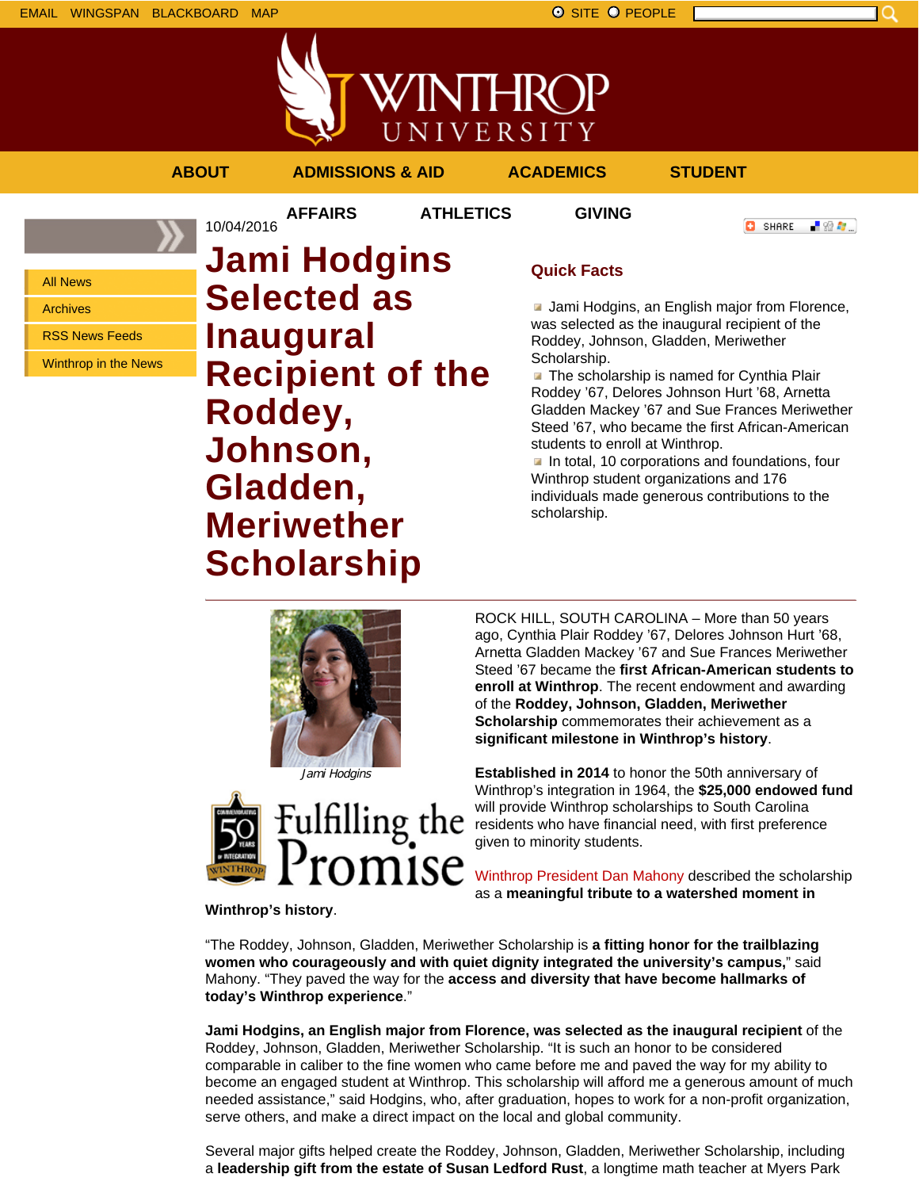EMAIL WINGSPAN BLACKBOARD MAP

SITE PEOPLE

ABOUT ADMISSIONS & AID ACADEMICS STUDENT AFFAIRS ATHLETICS GIVING

- All News
- Archives
- RSS News Feeds
- Winthrop in the News

10/04/2016

# Jami Hodgins Selected as Inaugural Recipient of the Roddey, Johnson, Gladden, Meriwether Scholarship

## Quick Facts

- Jami Hodgins, an English major from Florence, was selected as the inaugural recipient of the Roddey, Johnson, Gladden, Meriwether Scholarship.
- The scholarship is named for Cynthia Plair Roddey '67, Delores Johnson Hurt '68, Arnetta Gladden Mackey '67 and Sue Frances Meriwether Steed '67, who became the first African-American students to enroll at Winthrop.
- In total, 10 corporations and foundations, four Winthrop student organizations and 176 individuals made generous contributions to the scholarship.

---

*Jami Hodgins*

ROCK HILL, SOUTH CAROLINA – More than 50 years ago, Cynthia Plair Roddey '67, Delores Johnson Hurt '68, Arnetta Gladden Mackey '67 and Sue Frances Meriwether Steed '67 became the **first African-American students to enroll at Winthrop**. The recent endowment and awarding of the **Roddey, Johnson, Gladden, Meriwether Scholarship** commemorates their achievement as a **significant milestone in Winthrop's history**.

**Established in 2014** to honor the 50th anniversary of Winthrop's integration in 1964, the **$25,000 endowed fund** will provide Winthrop scholarships to South Carolina residents who have financial need, with first preference given to minority students.

Winthrop President Dan Mahony described the scholarship as a **meaningful tribute to a watershed moment in Winthrop's history**.

"The Roddey, Johnson, Gladden, Meriwether Scholarship is **a fitting honor for the trailblazing women who courageously and with quiet dignity integrated the university's campus,**" said Mahony. "They paved the way for the **access and diversity that have become hallmarks of today's Winthrop experience**."

**Jami Hodgins, an English major from Florence, was selected as the inaugural recipient** of the Roddey, Johnson, Gladden, Meriwether Scholarship. "It is such an honor to be considered comparable in caliber to the fine women who came before me and paved the way for my ability to become an engaged student at Winthrop. This scholarship will afford me a generous amount of much needed assistance," said Hodgins, who, after graduation, hopes to work for a non-profit organization, serve others, and make a direct impact on the local and global community.

Several major gifts helped create the Roddey, Johnson, Gladden, Meriwether Scholarship, including a **leadership gift from the estate of Susan Ledford Rust**, a longtime math teacher at Myers Park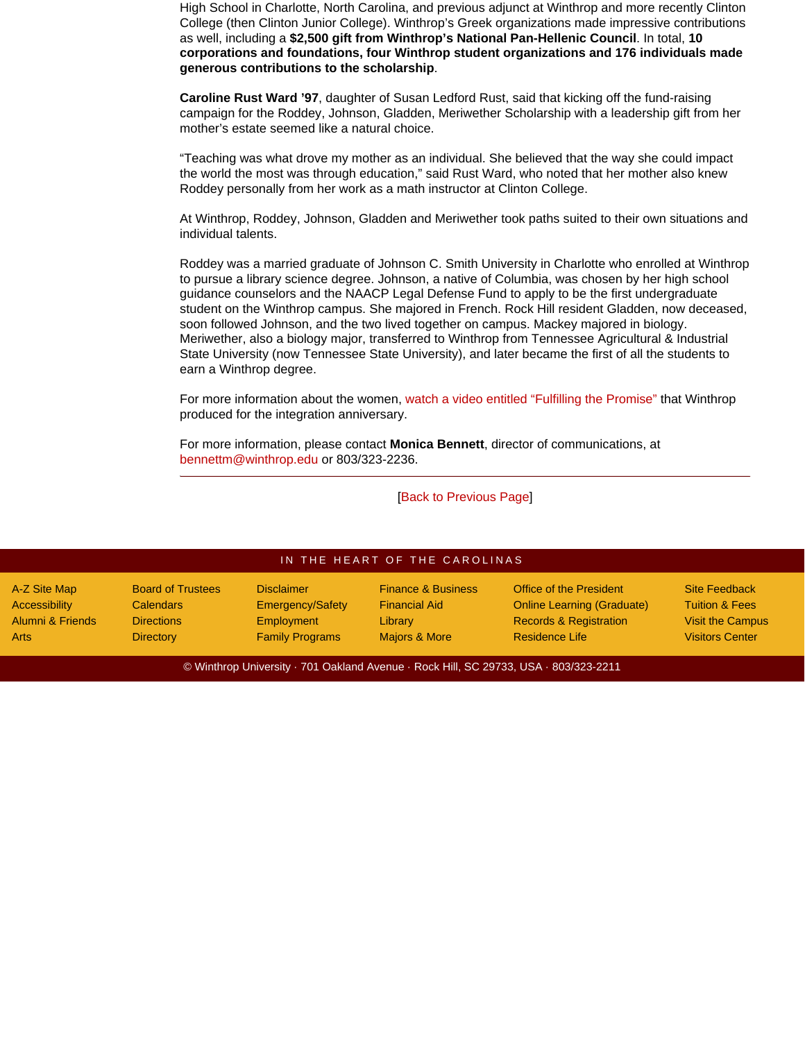High School in Charlotte, North Carolina, and previous adjunct at Winthrop and more recently Clinton College (then Clinton Junior College). Winthrop's Greek organizations made impressive contributions as well, including a **$2,500 gift from Winthrop's National Pan-Hellenic Council**. In total, **10 corporations and foundations, four Winthrop student organizations and 176 individuals made generous contributions to the scholarship**.

**Caroline Rust Ward '97**, daughter of Susan Ledford Rust, said that kicking off the fund-raising campaign for the Roddey, Johnson, Gladden, Meriwether Scholarship with a leadership gift from her mother's estate seemed like a natural choice.

"Teaching was what drove my mother as an individual. She believed that the way she could impact the world the most was through education," said Rust Ward, who noted that her mother also knew Roddey personally from her work as a math instructor at Clinton College.

At Winthrop, Roddey, Johnson, Gladden and Meriwether took paths suited to their own situations and individual talents.

Roddey was a married graduate of Johnson C. Smith University in Charlotte who enrolled at Winthrop to pursue a library science degree. Johnson, a native of Columbia, was chosen by her high school guidance counselors and the NAACP Legal Defense Fund to apply to be the first undergraduate student on the Winthrop campus. She majored in French. Rock Hill resident Gladden, now deceased, soon followed Johnson, and the two lived together on campus. Mackey majored in biology. Meriwether, also a biology major, transferred to Winthrop from Tennessee Agricultural & Industrial State University (now Tennessee State University), and later became the first of all the students to earn a Winthrop degree.

For more information about the women, watch a video entitled "Fulfilling the Promise" that Winthrop produced for the integration anniversary.

For more information, please contact **Monica Bennett**, director of communications, at bennettm@winthrop.edu or 803/323-2236.

---

[Back to Previous Page]

IN THE HEART OF THE CAROLINAS

A-Z Site Map
Accessibility
Alumni & Friends
Arts
Board of Trustees
Calendars
Directions
Directory
Disclaimer
Emergency/Safety
Employment
Family Programs
Finance & Business
Financial Aid
Library
Majors & More
Office of the President
Online Learning (Graduate)
Records & Registration
Residence Life
Site Feedback
Tuition & Fees
Visit the Campus
Visitors Center

© Winthrop University · 701 Oakland Avenue · Rock Hill, SC 29733, USA · 803/323-2211